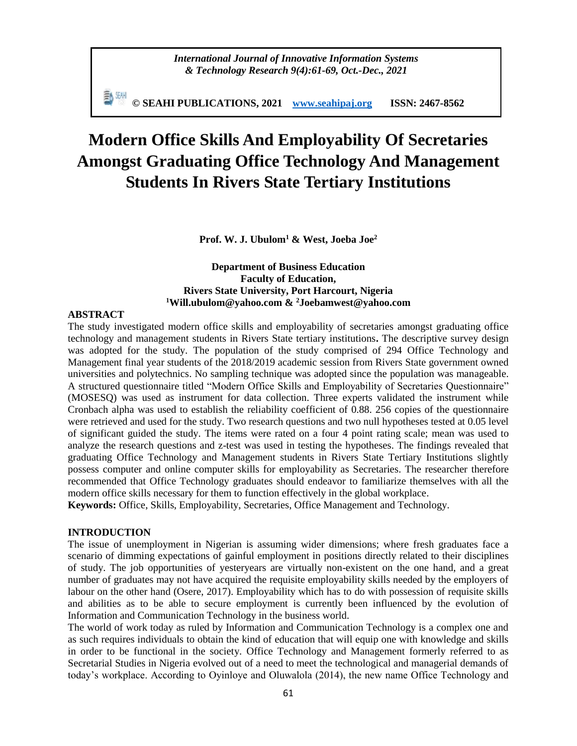*International Journal of Innovative Information Systems & Technology Research 9(4):61-69, Oct.-Dec., 2021*

**© SEAHI PUBLICATIONS, 2021 [www.seahipaj.org](http://www.seahipaj.org) ISSN: 2467-8562**

# Modern Office Skills And Employability Of Secretaries Amongst Graduating Office Technology And Management Students In Rivers State Tertiary Institutions

**Prof. W. J. Ubulom[1] & West, Joeba Joe[2]**

**Department of Business Education**
**Faculty of Education,**
**Rivers State University, Port Harcourt, Nigeria**
**[1]Will.ubulom@yahoo.com & [2]Joebamwest@yahoo.com**

## ABSTRACT

The study investigated modern office skills and employability of secretaries amongst graduating office technology and management students in Rivers State tertiary institutions**.** The descriptive survey design was adopted for the study. The population of the study comprised of 294 Office Technology and Management final year students of the 2018/2019 academic session from Rivers State government owned universities and polytechnics. No sampling technique was adopted since the population was manageable. A structured questionnaire titled "Modern Office Skills and Employability of Secretaries Questionnaire" (MOSESQ) was used as instrument for data collection. Three experts validated the instrument while Cronbach alpha was used to establish the reliability coefficient of 0.88. 256 copies of the questionnaire were retrieved and used for the study. Two research questions and two null hypotheses tested at 0.05 level of significant guided the study. The items were rated on a four 4 point rating scale; mean was used to analyze the research questions and z-test was used in testing the hypotheses. The findings revealed that graduating Office Technology and Management students in Rivers State Tertiary Institutions slightly possess computer and online computer skills for employability as Secretaries. The researcher therefore recommended that Office Technology graduates should endeavor to familiarize themselves with all the modern office skills necessary for them to function effectively in the global workplace.

**Keywords:** Office, Skills, Employability, Secretaries, Office Management and Technology.

## INTRODUCTION

The issue of unemployment in Nigerian is assuming wider dimensions; where fresh graduates face a scenario of dimming expectations of gainful employment in positions directly related to their disciplines of study. The job opportunities of yesteryears are virtually non-existent on the one hand, and a great number of graduates may not have acquired the requisite employability skills needed by the employers of labour on the other hand (Osere, 2017). Employability which has to do with possession of requisite skills and abilities as to be able to secure employment is currently been influenced by the evolution of Information and Communication Technology in the business world.

The world of work today as ruled by Information and Communication Technology is a complex one and as such requires individuals to obtain the kind of education that will equip one with knowledge and skills in order to be functional in the society. Office Technology and Management formerly referred to as Secretarial Studies in Nigeria evolved out of a need to meet the technological and managerial demands of today's workplace. According to Oyinloye and Oluwalola (2014), the new name Office Technology and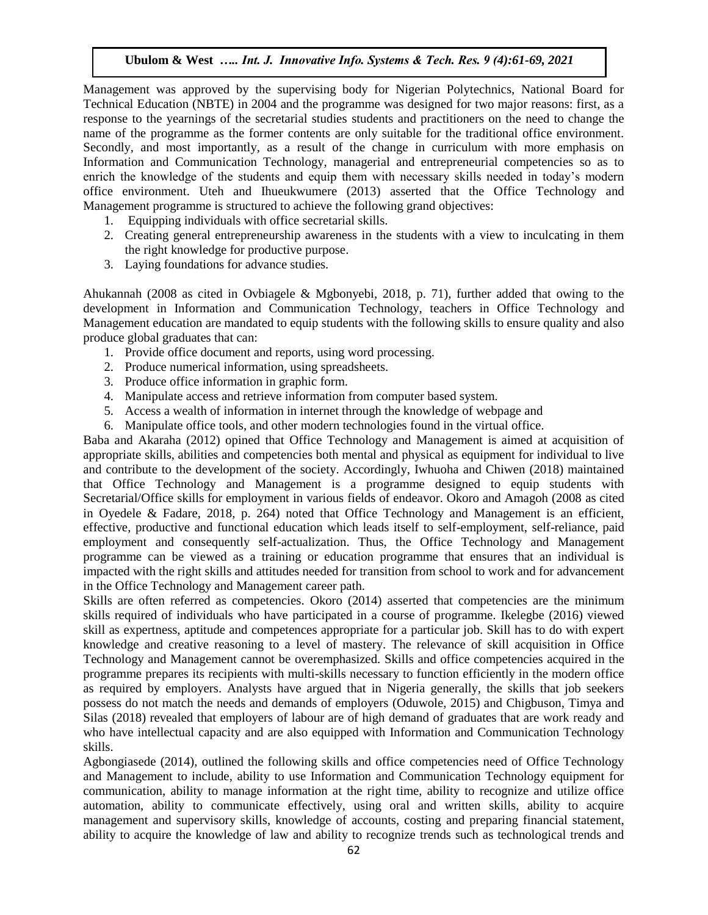Management was approved by the supervising body for Nigerian Polytechnics, National Board for Technical Education (NBTE) in 2004 and the programme was designed for two major reasons: first, as a response to the yearnings of the secretarial studies students and practitioners on the need to change the name of the programme as the former contents are only suitable for the traditional office environment. Secondly, and most importantly, as a result of the change in curriculum with more emphasis on Information and Communication Technology, managerial and entrepreneurial competencies so as to enrich the knowledge of the students and equip them with necessary skills needed in today's modern office environment. Uteh and Ihueukwumere (2013) asserted that the Office Technology and Management programme is structured to achieve the following grand objectives:

1. Equipping individuals with office secretarial skills.
2. Creating general entrepreneurship awareness in the students with a view to inculcating in them the right knowledge for productive purpose.
3. Laying foundations for advance studies.

Ahukannah (2008 as cited in Ovbiagele & Mgbonyebi, 2018, p. 71), further added that owing to the development in Information and Communication Technology, teachers in Office Technology and Management education are mandated to equip students with the following skills to ensure quality and also produce global graduates that can:

1. Provide office document and reports, using word processing.
2. Produce numerical information, using spreadsheets.
3. Produce office information in graphic form.
4. Manipulate access and retrieve information from computer based system.
5. Access a wealth of information in internet through the knowledge of webpage and
6. Manipulate office tools, and other modern technologies found in the virtual office.

Baba and Akaraha (2012) opined that Office Technology and Management is aimed at acquisition of appropriate skills, abilities and competencies both mental and physical as equipment for individual to live and contribute to the development of the society. Accordingly, Iwhuoha and Chiwen (2018) maintained that Office Technology and Management is a programme designed to equip students with Secretarial/Office skills for employment in various fields of endeavor. Okoro and Amagoh (2008 as cited in Oyedele & Fadare, 2018, p. 264) noted that Office Technology and Management is an efficient, effective, productive and functional education which leads itself to self-employment, self-reliance, paid employment and consequently self-actualization. Thus, the Office Technology and Management programme can be viewed as a training or education programme that ensures that an individual is impacted with the right skills and attitudes needed for transition from school to work and for advancement in the Office Technology and Management career path.

Skills are often referred as competencies. Okoro (2014) asserted that competencies are the minimum skills required of individuals who have participated in a course of programme. Ikelegbe (2016) viewed skill as expertness, aptitude and competences appropriate for a particular job. Skill has to do with expert knowledge and creative reasoning to a level of mastery. The relevance of skill acquisition in Office Technology and Management cannot be overemphasized. Skills and office competencies acquired in the programme prepares its recipients with multi-skills necessary to function efficiently in the modern office as required by employers. Analysts have argued that in Nigeria generally, the skills that job seekers possess do not match the needs and demands of employers (Oduwole, 2015) and Chigbuson, Timya and Silas (2018) revealed that employers of labour are of high demand of graduates that are work ready and who have intellectual capacity and are also equipped with Information and Communication Technology skills.

Agbongiasede (2014), outlined the following skills and office competencies need of Office Technology and Management to include, ability to use Information and Communication Technology equipment for communication, ability to manage information at the right time, ability to recognize and utilize office automation, ability to communicate effectively, using oral and written skills, ability to acquire management and supervisory skills, knowledge of accounts, costing and preparing financial statement, ability to acquire the knowledge of law and ability to recognize trends such as technological trends and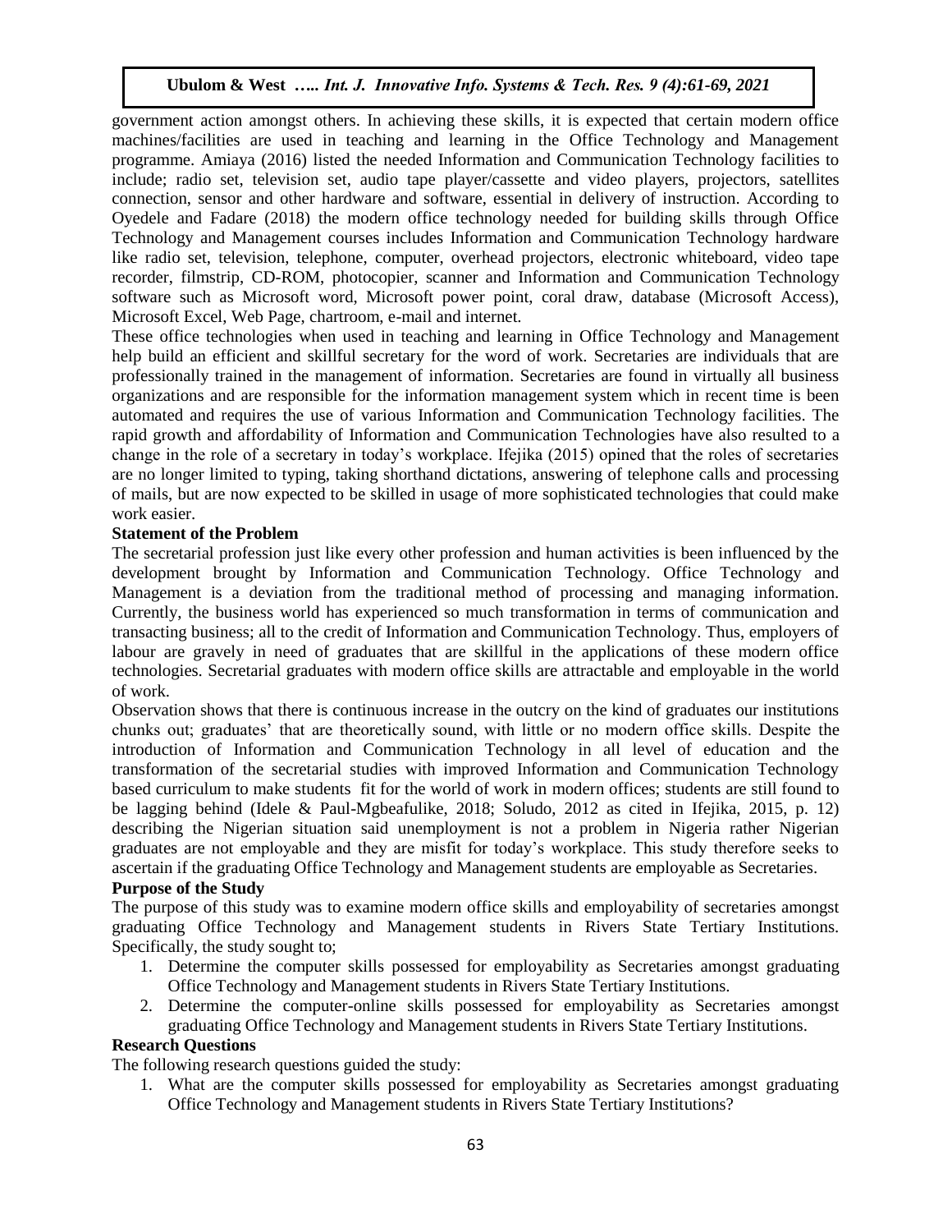government action amongst others. In achieving these skills, it is expected that certain modern office machines/facilities are used in teaching and learning in the Office Technology and Management programme. Amiaya (2016) listed the needed Information and Communication Technology facilities to include; radio set, television set, audio tape player/cassette and video players, projectors, satellites connection, sensor and other hardware and software, essential in delivery of instruction. According to Oyedele and Fadare (2018) the modern office technology needed for building skills through Office Technology and Management courses includes Information and Communication Technology hardware like radio set, television, telephone, computer, overhead projectors, electronic whiteboard, video tape recorder, filmstrip, CD-ROM, photocopier, scanner and Information and Communication Technology software such as Microsoft word, Microsoft power point, coral draw, database (Microsoft Access), Microsoft Excel, Web Page, chartroom, e-mail and internet.

These office technologies when used in teaching and learning in Office Technology and Management help build an efficient and skillful secretary for the word of work. Secretaries are individuals that are professionally trained in the management of information. Secretaries are found in virtually all business organizations and are responsible for the information management system which in recent time is been automated and requires the use of various Information and Communication Technology facilities. The rapid growth and affordability of Information and Communication Technologies have also resulted to a change in the role of a secretary in today's workplace. Ifejika (2015) opined that the roles of secretaries are no longer limited to typing, taking shorthand dictations, answering of telephone calls and processing of mails, but are now expected to be skilled in usage of more sophisticated technologies that could make work easier.

**Statement of the Problem**

The secretarial profession just like every other profession and human activities is been influenced by the development brought by Information and Communication Technology. Office Technology and Management is a deviation from the traditional method of processing and managing information. Currently, the business world has experienced so much transformation in terms of communication and transacting business; all to the credit of Information and Communication Technology. Thus, employers of labour are gravely in need of graduates that are skillful in the applications of these modern office technologies. Secretarial graduates with modern office skills are attractable and employable in the world of work.

Observation shows that there is continuous increase in the outcry on the kind of graduates our institutions chunks out; graduates' that are theoretically sound, with little or no modern office skills. Despite the introduction of Information and Communication Technology in all level of education and the transformation of the secretarial studies with improved Information and Communication Technology based curriculum to make students fit for the world of work in modern offices; students are still found to be lagging behind (Idele & Paul-Mgbeafulike, 2018; Soludo, 2012 as cited in Ifejika, 2015, p. 12) describing the Nigerian situation said unemployment is not a problem in Nigeria rather Nigerian graduates are not employable and they are misfit for today's workplace. This study therefore seeks to ascertain if the graduating Office Technology and Management students are employable as Secretaries.

**Purpose of the Study**

The purpose of this study was to examine modern office skills and employability of secretaries amongst graduating Office Technology and Management students in Rivers State Tertiary Institutions. Specifically, the study sought to;

1. Determine the computer skills possessed for employability as Secretaries amongst graduating Office Technology and Management students in Rivers State Tertiary Institutions.
2. Determine the computer-online skills possessed for employability as Secretaries amongst graduating Office Technology and Management students in Rivers State Tertiary Institutions.

**Research Questions**

The following research questions guided the study:

1. What are the computer skills possessed for employability as Secretaries amongst graduating Office Technology and Management students in Rivers State Tertiary Institutions?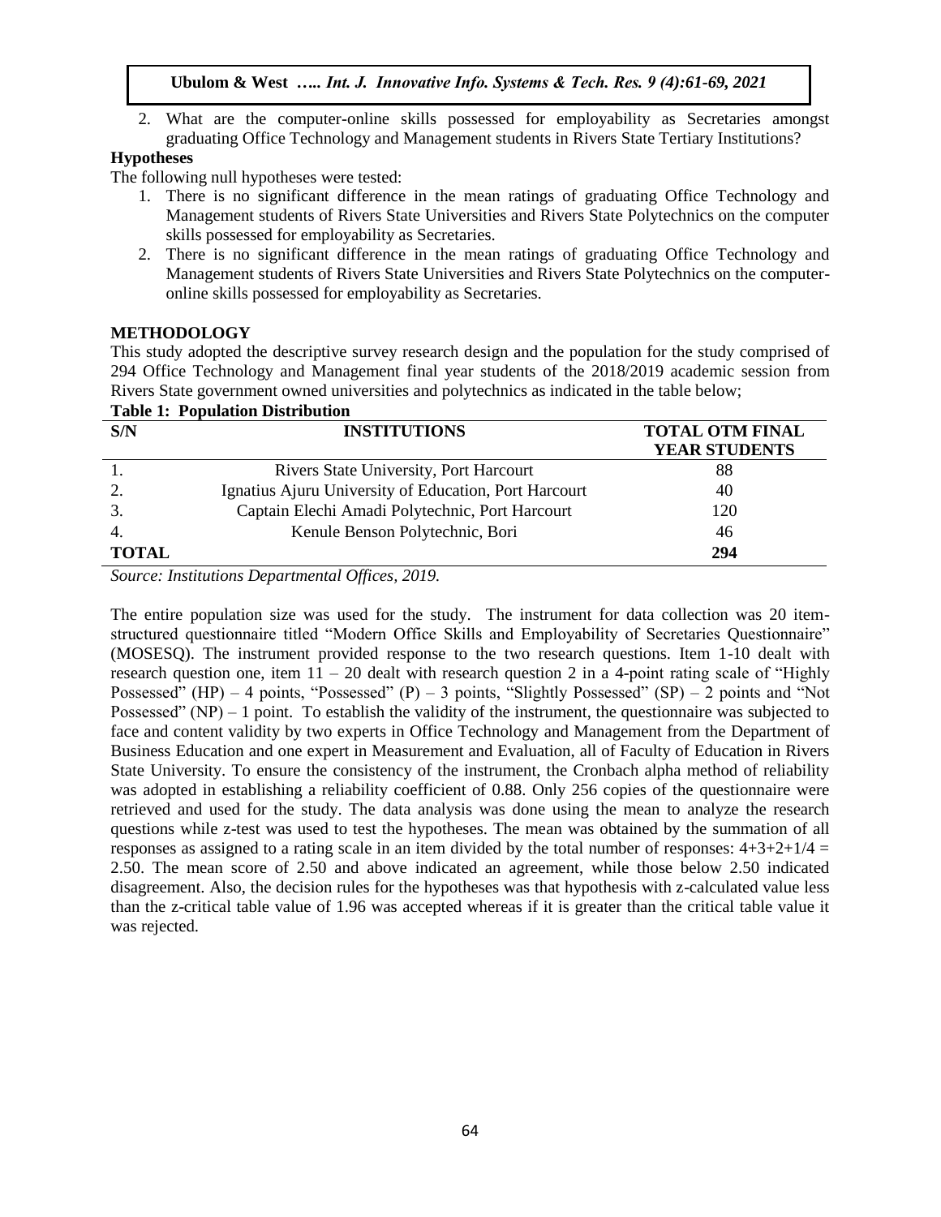2. What are the computer-online skills possessed for employability as Secretaries amongst graduating Office Technology and Management students in Rivers State Tertiary Institutions?

### Hypotheses

The following null hypotheses were tested:

1. There is no significant difference in the mean ratings of graduating Office Technology and Management students of Rivers State Universities and Rivers State Polytechnics on the computer skills possessed for employability as Secretaries.
2. There is no significant difference in the mean ratings of graduating Office Technology and Management students of Rivers State Universities and Rivers State Polytechnics on the computer-online skills possessed for employability as Secretaries.

## METHODOLOGY

This study adopted the descriptive survey research design and the population for the study comprised of 294 Office Technology and Management final year students of the 2018/2019 academic session from Rivers State government owned universities and polytechnics as indicated in the table below;

**Table 1: Population Distribution**

| S/N | INSTITUTIONS | TOTAL OTM FINAL YEAR STUDENTS |
|---|---|---|
| 1. | Rivers State University, Port Harcourt | 88 |
| 2. | Ignatius Ajuru University of Education, Port Harcourt | 40 |
| 3. | Captain Elechi Amadi Polytechnic, Port Harcourt | 120 |
| 4. | Kenule Benson Polytechnic, Bori | 46 |
| **TOTAL** | | **294** |

*Source: Institutions Departmental Offices, 2019.*

The entire population size was used for the study. The instrument for data collection was 20 item-structured questionnaire titled "Modern Office Skills and Employability of Secretaries Questionnaire" (MOSESQ). The instrument provided response to the two research questions. Item 1-10 dealt with research question one, item 11 – 20 dealt with research question 2 in a 4-point rating scale of "Highly Possessed" (HP) – 4 points, "Possessed" (P) – 3 points, "Slightly Possessed" (SP) – 2 points and "Not Possessed" (NP) – 1 point. To establish the validity of the instrument, the questionnaire was subjected to face and content validity by two experts in Office Technology and Management from the Department of Business Education and one expert in Measurement and Evaluation, all of Faculty of Education in Rivers State University. To ensure the consistency of the instrument, the Cronbach alpha method of reliability was adopted in establishing a reliability coefficient of 0.88. Only 256 copies of the questionnaire were retrieved and used for the study. The data analysis was done using the mean to analyze the research questions while z-test was used to test the hypotheses. The mean was obtained by the summation of all responses as assigned to a rating scale in an item divided by the total number of responses: $4+3+2+1/4 = 2.50$. The mean score of 2.50 and above indicated an agreement, while those below 2.50 indicated disagreement. Also, the decision rules for the hypotheses was that hypothesis with z-calculated value less than the z-critical table value of 1.96 was accepted whereas if it is greater than the critical table value it was rejected.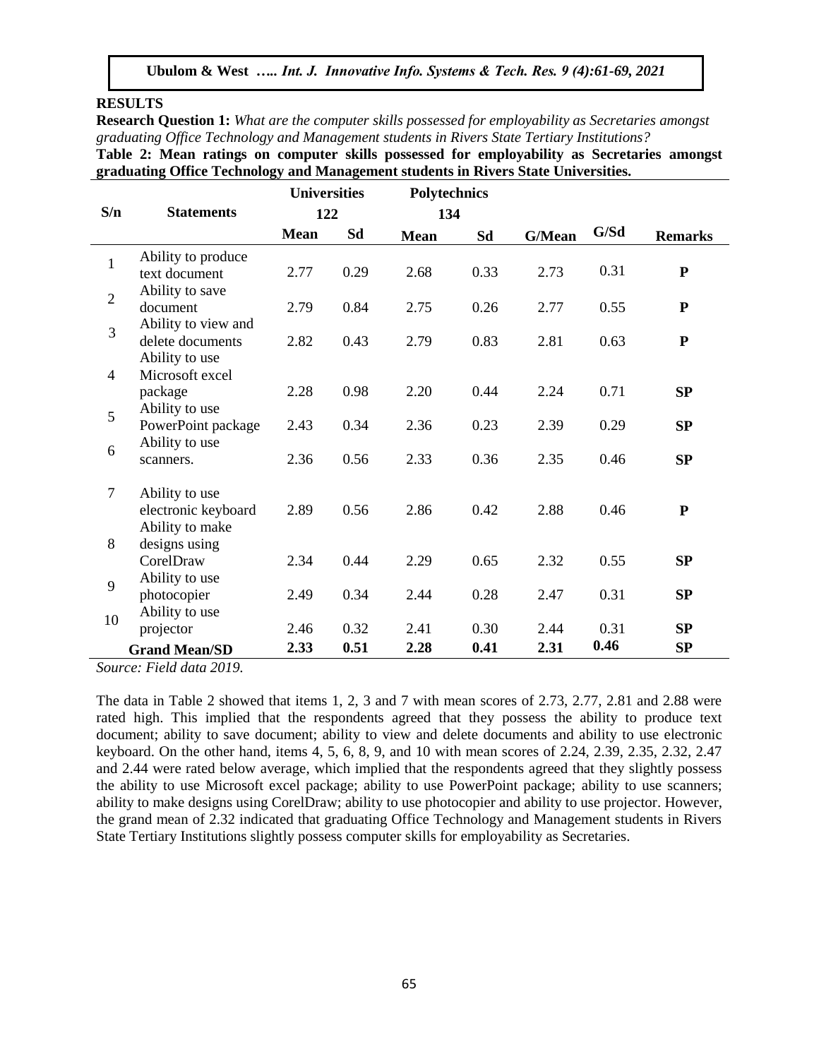## RESULTS

**Research Question 1:** *What are the computer skills possessed for employability as Secretaries amongst graduating Office Technology and Management students in Rivers State Tertiary Institutions?*

**Table 2: Mean ratings on computer skills possessed for employability as Secretaries amongst graduating Office Technology and Management students in Rivers State Universities.**

| S/n | Statements | Universities 122 | | Polytechnics 134 | | | | |
|---|---|---|---|---|---|---|---|---|
| | | **Mean** | **Sd** | **Mean** | **Sd** | **G/Mean** | **G/Sd** | **Remarks** |
| 1 | Ability to produce text document | 2.77 | 0.29 | 2.68 | 0.33 | 2.73 | 0.31 | **P** |
| 2 | Ability to save document | 2.79 | 0.84 | 2.75 | 0.26 | 2.77 | 0.55 | **P** |
| 3 | Ability to view and delete documents | 2.82 | 0.43 | 2.79 | 0.83 | 2.81 | 0.63 | **P** |
| 4 | Ability to use Microsoft excel package | 2.28 | 0.98 | 2.20 | 0.44 | 2.24 | 0.71 | **SP** |
| 5 | Ability to use PowerPoint package | 2.43 | 0.34 | 2.36 | 0.23 | 2.39 | 0.29 | **SP** |
| 6 | Ability to use scanners. | 2.36 | 0.56 | 2.33 | 0.36 | 2.35 | 0.46 | **SP** |
| 7 | Ability to use electronic keyboard | 2.89 | 0.56 | 2.86 | 0.42 | 2.88 | 0.46 | **P** |
| 8 | Ability to make designs using CorelDraw | 2.34 | 0.44 | 2.29 | 0.65 | 2.32 | 0.55 | **SP** |
| 9 | Ability to use photocopier | 2.49 | 0.34 | 2.44 | 0.28 | 2.47 | 0.31 | **SP** |
| 10 | Ability to use projector | 2.46 | 0.32 | 2.41 | 0.30 | 2.44 | 0.31 | **SP** |
| | **Grand Mean/SD** | **2.33** | **0.51** | **2.28** | **0.41** | **2.31** | **0.46** | **SP** |

*Source: Field data 2019.*

The data in Table 2 showed that items 1, 2, 3 and 7 with mean scores of 2.73, 2.77, 2.81 and 2.88 were rated high. This implied that the respondents agreed that they possess the ability to produce text document; ability to save document; ability to view and delete documents and ability to use electronic keyboard. On the other hand, items 4, 5, 6, 8, 9, and 10 with mean scores of 2.24, 2.39, 2.35, 2.32, 2.47 and 2.44 were rated below average, which implied that the respondents agreed that they slightly possess the ability to use Microsoft excel package; ability to use PowerPoint package; ability to use scanners; ability to make designs using CorelDraw; ability to use photocopier and ability to use projector. However, the grand mean of 2.32 indicated that graduating Office Technology and Management students in Rivers State Tertiary Institutions slightly possess computer skills for employability as Secretaries.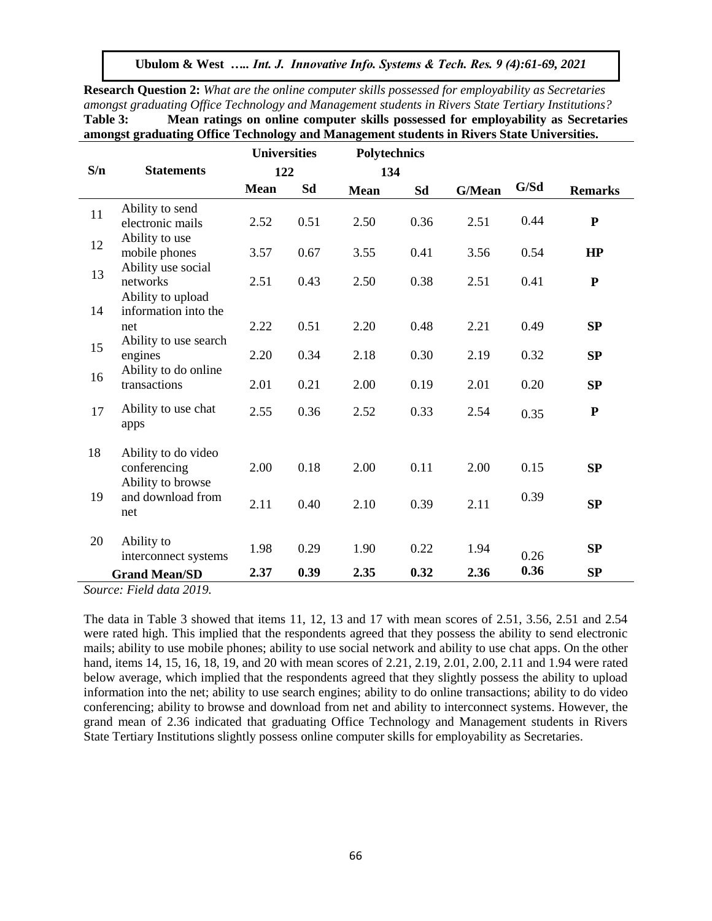**Research Question 2:** *What are the online computer skills possessed for employability as Secretaries amongst graduating Office Technology and Management students in Rivers State Tertiary Institutions?*

**Table 3: Mean ratings on online computer skills possessed for employability as Secretaries amongst graduating Office Technology and Management students in Rivers State Universities.**

| S/n | Statements | Universities 122 | | Polytechnics 134 | | | | |
|---|---|---|---|---|---|---|---|---|
| | | **Mean** | **Sd** | **Mean** | **Sd** | **G/Mean** | **G/Sd** | **Remarks** |
| 11 | Ability to send electronic mails | 2.52 | 0.51 | 2.50 | 0.36 | 2.51 | 0.44 | **P** |
| 12 | Ability to use mobile phones | 3.57 | 0.67 | 3.55 | 0.41 | 3.56 | 0.54 | **HP** |
| 13 | Ability use social networks | 2.51 | 0.43 | 2.50 | 0.38 | 2.51 | 0.41 | **P** |
| 14 | Ability to upload information into the net | 2.22 | 0.51 | 2.20 | 0.48 | 2.21 | 0.49 | **SP** |
| 15 | Ability to use search engines | 2.20 | 0.34 | 2.18 | 0.30 | 2.19 | 0.32 | **SP** |
| 16 | Ability to do online transactions | 2.01 | 0.21 | 2.00 | 0.19 | 2.01 | 0.20 | **SP** |
| 17 | Ability to use chat apps | 2.55 | 0.36 | 2.52 | 0.33 | 2.54 | 0.35 | **P** |
| 18 | Ability to do video conferencing | 2.00 | 0.18 | 2.00 | 0.11 | 2.00 | 0.15 | **SP** |
| 19 | Ability to browse and download from net | 2.11 | 0.40 | 2.10 | 0.39 | 2.11 | 0.39 | **SP** |
| 20 | Ability to interconnect systems | 1.98 | 0.29 | 1.90 | 0.22 | 1.94 | 0.26 | **SP** |
| | **Grand Mean/SD** | **2.37** | **0.39** | **2.35** | **0.32** | **2.36** | **0.36** | **SP** |

*Source: Field data 2019.*

The data in Table 3 showed that items 11, 12, 13 and 17 with mean scores of 2.51, 3.56, 2.51 and 2.54 were rated high. This implied that the respondents agreed that they possess the ability to send electronic mails; ability to use mobile phones; ability to use social network and ability to use chat apps. On the other hand, items 14, 15, 16, 18, 19, and 20 with mean scores of 2.21, 2.19, 2.01, 2.00, 2.11 and 1.94 were rated below average, which implied that the respondents agreed that they slightly possess the ability to upload information into the net; ability to use search engines; ability to do online transactions; ability to do video conferencing; ability to browse and download from net and ability to interconnect systems. However, the grand mean of 2.36 indicated that graduating Office Technology and Management students in Rivers State Tertiary Institutions slightly possess online computer skills for employability as Secretaries.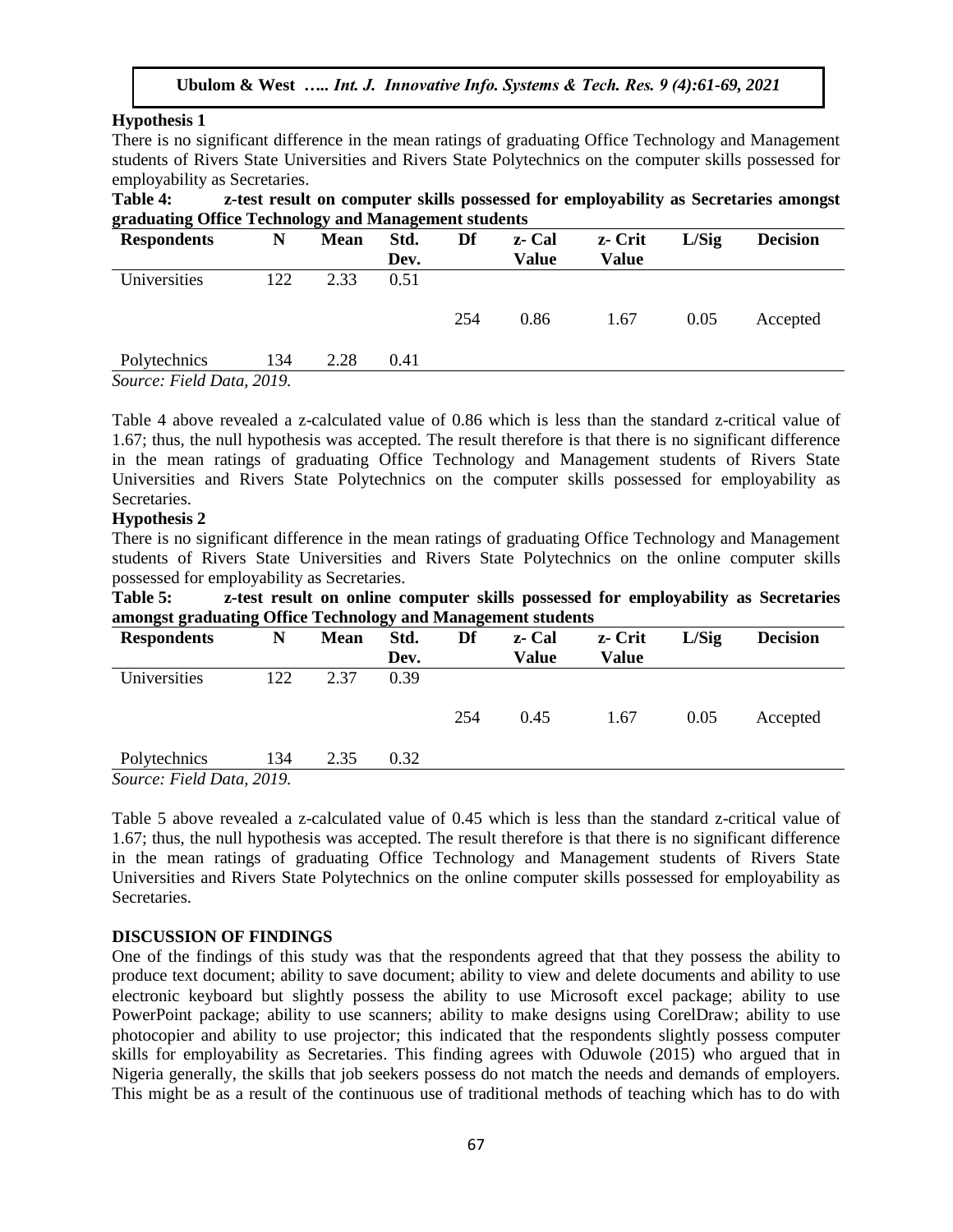**Hypothesis 1**

There is no significant difference in the mean ratings of graduating Office Technology and Management students of Rivers State Universities and Rivers State Polytechnics on the computer skills possessed for employability as Secretaries.

**Table 4: z-test result on computer skills possessed for employability as Secretaries amongst graduating Office Technology and Management students**

| Respondents | N | Mean | Std. Dev. | Df | z- Cal Value | z- Crit Value | L/Sig | Decision |
|---|---|---|---|---|---|---|---|---|
| Universities | 122 | 2.33 | 0.51 | | | | | |
| | | | | 254 | 0.86 | 1.67 | 0.05 | Accepted |
| Polytechnics | 134 | 2.28 | 0.41 | | | | | |

*Source: Field Data, 2019.*

Table 4 above revealed a z-calculated value of 0.86 which is less than the standard z-critical value of 1.67; thus, the null hypothesis was accepted. The result therefore is that there is no significant difference in the mean ratings of graduating Office Technology and Management students of Rivers State Universities and Rivers State Polytechnics on the computer skills possessed for employability as Secretaries.

**Hypothesis 2**

There is no significant difference in the mean ratings of graduating Office Technology and Management students of Rivers State Universities and Rivers State Polytechnics on the online computer skills possessed for employability as Secretaries.

**Table 5: z-test result on online computer skills possessed for employability as Secretaries amongst graduating Office Technology and Management students**

| Respondents | N | Mean | Std. Dev. | Df | z- Cal Value | z- Crit Value | L/Sig | Decision |
|---|---|---|---|---|---|---|---|---|
| Universities | 122 | 2.37 | 0.39 | | | | | |
| | | | | 254 | 0.45 | 1.67 | 0.05 | Accepted |
| Polytechnics | 134 | 2.35 | 0.32 | | | | | |

*Source: Field Data, 2019.*

Table 5 above revealed a z-calculated value of 0.45 which is less than the standard z-critical value of 1.67; thus, the null hypothesis was accepted. The result therefore is that there is no significant difference in the mean ratings of graduating Office Technology and Management students of Rivers State Universities and Rivers State Polytechnics on the online computer skills possessed for employability as Secretaries.

## DISCUSSION OF FINDINGS

One of the findings of this study was that the respondents agreed that that they possess the ability to produce text document; ability to save document; ability to view and delete documents and ability to use electronic keyboard but slightly possess the ability to use Microsoft excel package; ability to use PowerPoint package; ability to use scanners; ability to make designs using CorelDraw; ability to use photocopier and ability to use projector; this indicated that the respondents slightly possess computer skills for employability as Secretaries. This finding agrees with Oduwole (2015) who argued that in Nigeria generally, the skills that job seekers possess do not match the needs and demands of employers. This might be as a result of the continuous use of traditional methods of teaching which has to do with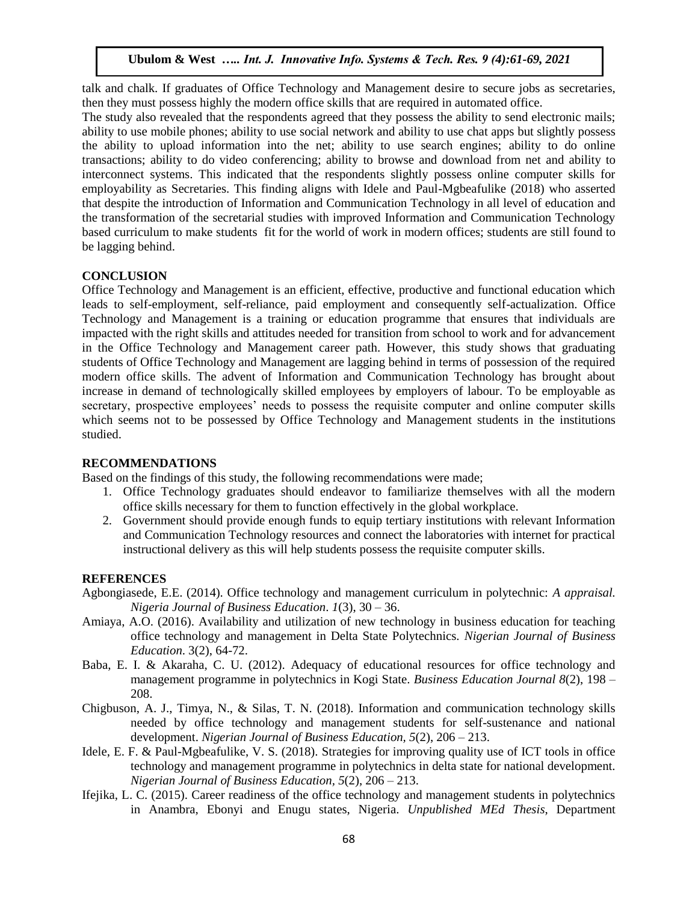talk and chalk. If graduates of Office Technology and Management desire to secure jobs as secretaries, then they must possess highly the modern office skills that are required in automated office.

The study also revealed that the respondents agreed that they possess the ability to send electronic mails; ability to use mobile phones; ability to use social network and ability to use chat apps but slightly possess the ability to upload information into the net; ability to use search engines; ability to do online transactions; ability to do video conferencing; ability to browse and download from net and ability to interconnect systems. This indicated that the respondents slightly possess online computer skills for employability as Secretaries. This finding aligns with Idele and Paul-Mgbeafulike (2018) who asserted that despite the introduction of Information and Communication Technology in all level of education and the transformation of the secretarial studies with improved Information and Communication Technology based curriculum to make students fit for the world of work in modern offices; students are still found to be lagging behind.

## CONCLUSION

Office Technology and Management is an efficient, effective, productive and functional education which leads to self-employment, self-reliance, paid employment and consequently self-actualization. Office Technology and Management is a training or education programme that ensures that individuals are impacted with the right skills and attitudes needed for transition from school to work and for advancement in the Office Technology and Management career path. However, this study shows that graduating students of Office Technology and Management are lagging behind in terms of possession of the required modern office skills. The advent of Information and Communication Technology has brought about increase in demand of technologically skilled employees by employers of labour. To be employable as secretary, prospective employees' needs to possess the requisite computer and online computer skills which seems not to be possessed by Office Technology and Management students in the institutions studied.

## RECOMMENDATIONS

Based on the findings of this study, the following recommendations were made;

1. Office Technology graduates should endeavor to familiarize themselves with all the modern office skills necessary for them to function effectively in the global workplace.
2. Government should provide enough funds to equip tertiary institutions with relevant Information and Communication Technology resources and connect the laboratories with internet for practical instructional delivery as this will help students possess the requisite computer skills.

## REFERENCES

Agbongiasede, E.E. (2014). Office technology and management curriculum in polytechnic: *A appraisal. Nigeria Journal of Business Education*. *1*(3), 30 – 36.

Amiaya, A.O. (2016). Availability and utilization of new technology in business education for teaching office technology and management in Delta State Polytechnics. *Nigerian Journal of Business Education*. 3(2), 64-72.

Baba, E. I. & Akaraha, C. U. (2012). Adequacy of educational resources for office technology and management programme in polytechnics in Kogi State. *Business Education Journal 8*(2), 198 – 208.

Chigbuson, A. J., Timya, N., & Silas, T. N. (2018). Information and communication technology skills needed by office technology and management students for self-sustenance and national development. *Nigerian Journal of Business Education, 5*(2), 206 – 213.

Idele, E. F. & Paul-Mgbeafulike, V. S. (2018). Strategies for improving quality use of ICT tools in office technology and management programme in polytechnics in delta state for national development. *Nigerian Journal of Business Education, 5*(2), 206 – 213.

Ifejika, L. C. (2015). Career readiness of the office technology and management students in polytechnics in Anambra, Ebonyi and Enugu states, Nigeria. *Unpublished MEd Thesis*, Department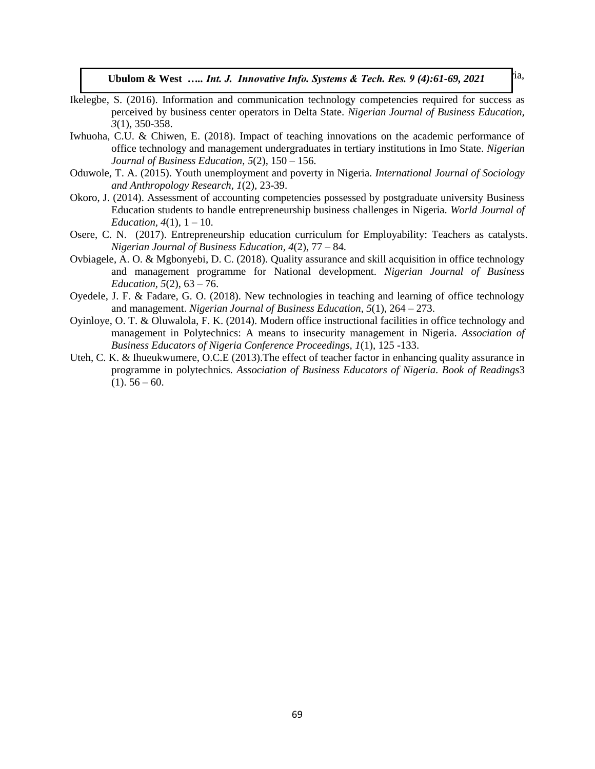Ikelegbe, S. (2016). Information and communication technology competencies required for success as perceived by business center operators in Delta State. *Nigerian Journal of Business Education, 3*(1), 350-358.

Iwhuoha, C.U. & Chiwen, E. (2018). Impact of teaching innovations on the academic performance of office technology and management undergraduates in tertiary institutions in Imo State. *Nigerian Journal of Business Education, 5*(2), 150 – 156.

Oduwole, T. A. (2015). Youth unemployment and poverty in Nigeria. *International Journal of Sociology and Anthropology Research, 1*(2), 23-39.

Okoro, J. (2014). Assessment of accounting competencies possessed by postgraduate university Business Education students to handle entrepreneurship business challenges in Nigeria. *World Journal of Education, 4*(1), 1 – 10.

Osere, C. N. (2017). Entrepreneurship education curriculum for Employability: Teachers as catalysts. *Nigerian Journal of Business Education, 4*(2), 77 – 84.

Ovbiagele, A. O. & Mgbonyebi, D. C. (2018). Quality assurance and skill acquisition in office technology and management programme for National development. *Nigerian Journal of Business Education, 5*(2), 63 – 76.

Oyedele, J. F. & Fadare, G. O. (2018). New technologies in teaching and learning of office technology and management. *Nigerian Journal of Business Education, 5*(1), 264 – 273.

Oyinloye, O. T. & Oluwalola, F. K. (2014). Modern office instructional facilities in office technology and management in Polytechnics: A means to insecurity management in Nigeria. *Association of Business Educators of Nigeria Conference Proceedings, 1*(1), 125 -133.

Uteh, C. K. & Ihueukwumere, O.C.E (2013).The effect of teacher factor in enhancing quality assurance in programme in polytechnics. *Association of Business Educators of Nigeria. Book of Readings*3 (1). 56 – 60.